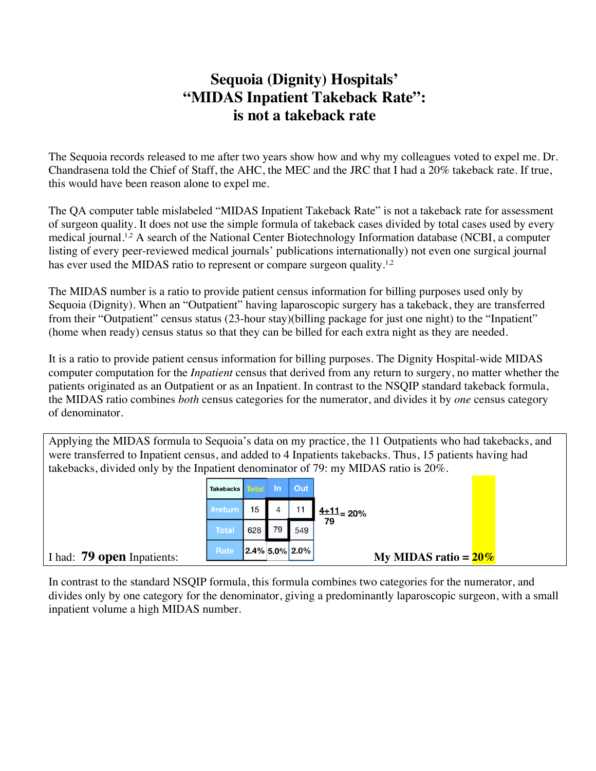# Sequoia (Dignity) Hospitals' "MIDAS Inpatient Takeback Rate": is not a takeback rate

The Sequoia records released to me after two years show how and why my colleagues voted to expel me. Dr. Chandrasena told the Chief of Staff, the AHC, the MEC and the JRC that I had a 20% takeback rate. If true, this would have been reason alone to expel me.

The QA computer table mislabeled "MIDAS Inpatient Takeback Rate" is not a takeback rate for assessment of surgeon quality. It does not use the simple formula of takeback cases divided by total cases used by every medical journal.[1,2] A search of the National Center Biotechnology Information database (NCBI, a computer listing of every peer-reviewed medical journals' publications internationally) not even one surgical journal has ever used the MIDAS ratio to represent or compare surgeon quality.[1,2]

The MIDAS number is a ratio to provide patient census information for billing purposes used only by Sequoia (Dignity). When an "Outpatient" having laparoscopic surgery has a takeback, they are transferred from their "Outpatient" census status (23-hour stay)(billing package for just one night) to the "Inpatient" (home when ready) census status so that they can be billed for each extra night as they are needed.

It is a ratio to provide patient census information for billing purposes. The Dignity Hospital-wide MIDAS computer computation for the *Inpatient* census that derived from any return to surgery, no matter whether the patients originated as an Outpatient or as an Inpatient. In contrast to the NSQIP standard takeback formula, the MIDAS ratio combines *both* census categories for the numerator, and divides it by *one* census category of denominator.

Applying the MIDAS formula to Sequoia's data on my practice, the 11 Outpatients who had takebacks, and were transferred to Inpatient census, and added to 4 Inpatients takebacks. Thus, 15 patients having had takebacks, divided only by the Inpatient denominator of 79: my MIDAS ratio is 20%.

| Takebacks | Total | In | Out |
|---|---|---|---|
| #return | 15 | 4 | 11 |
| Total | 628 | 79 | 549 |
| Rate | 2.4% | 5.0% | 2.0% |

$$\frac{4+11}{79} = 20\%$$

I had: **79 open** Inpatients:

**My MIDAS ratio = 20%**

In contrast to the standard NSQIP formula, this formula combines two categories for the numerator, and divides only by one category for the denominator, giving a predominantly laparoscopic surgeon, with a small inpatient volume a high MIDAS number.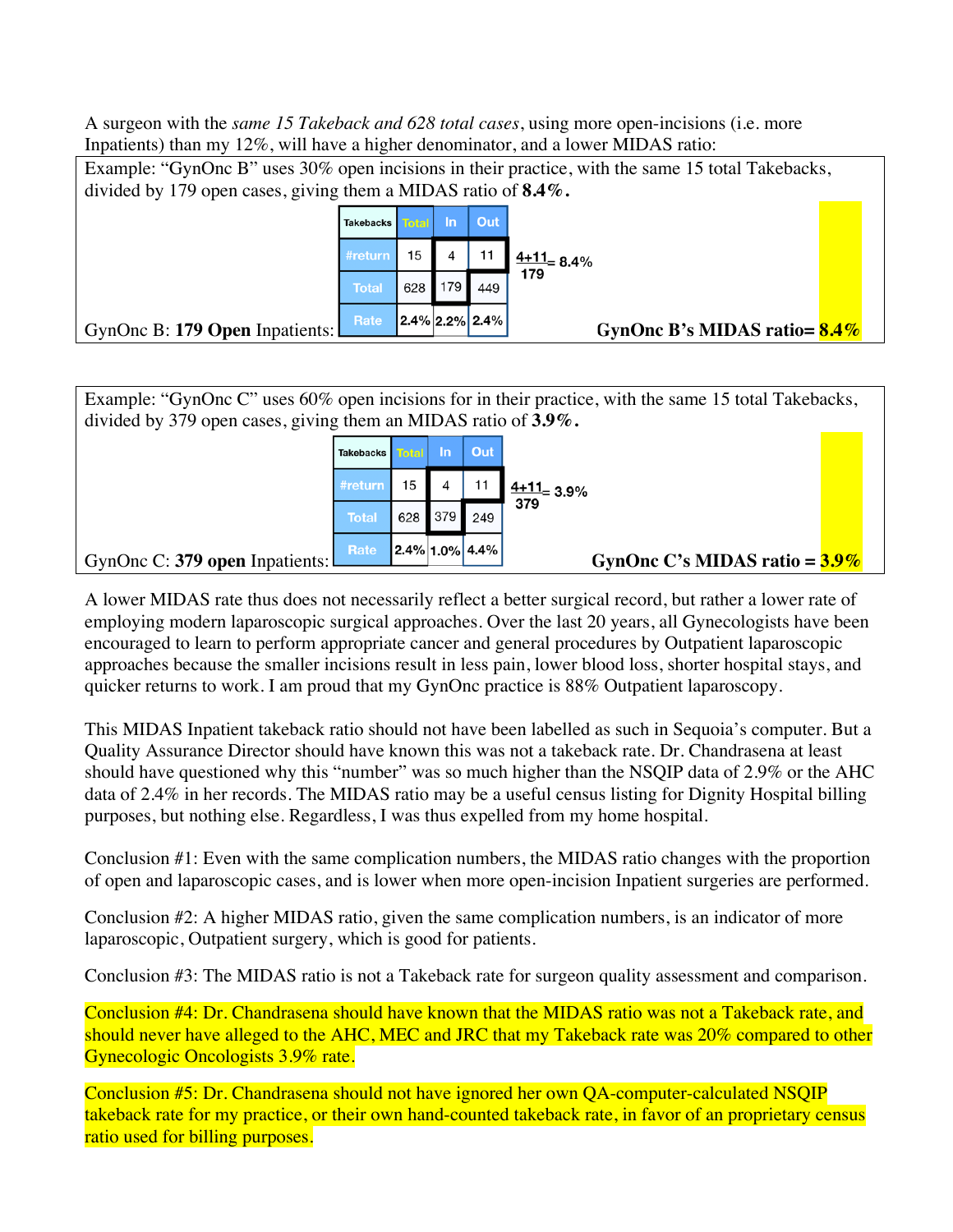A surgeon with the *same 15 Takeback and 628 total cases*, using more open-incisions (i.e. more Inpatients) than my 12%, will have a higher denominator, and a lower MIDAS ratio:

Example: "GynOnc B" uses 30% open incisions in their practice, with the same 15 total Takebacks, divided by 179 open cases, giving them a MIDAS ratio of **8.4%.**

GynOnc B: **179 Open** Inpatients:

| Takebacks | Total | In | Out |
|---|---|---|---|
| #return | 15 | 4 | 11 |
| Total | 628 | 179 | 449 |
| Rate | 2.4% | 2.2% | 2.4% |

$\frac{4+11}{179}$ = 8.4%

**GynOnc B's MIDAS ratio= 8.4%**

Example: "GynOnc C" uses 60% open incisions for in their practice, with the same 15 total Takebacks, divided by 379 open cases, giving them an MIDAS ratio of **3.9%.**

GynOnc C: **379 open** Inpatients:

| Takebacks | Total | In | Out |
|---|---|---|---|
| #return | 15 | 4 | 11 |
| Total | 628 | 379 | 249 |
| Rate | 2.4% | 1.0% | 4.4% |

$\frac{4+11}{379}$ = 3.9%

**GynOnc C's MIDAS ratio = 3.9%**

A lower MIDAS rate thus does not necessarily reflect a better surgical record, but rather a lower rate of employing modern laparoscopic surgical approaches. Over the last 20 years, all Gynecologists have been encouraged to learn to perform appropriate cancer and general procedures by Outpatient laparoscopic approaches because the smaller incisions result in less pain, lower blood loss, shorter hospital stays, and quicker returns to work. I am proud that my GynOnc practice is 88% Outpatient laparoscopy.

This MIDAS Inpatient takeback ratio should not have been labelled as such in Sequoia's computer. But a Quality Assurance Director should have known this was not a takeback rate. Dr. Chandrasena at least should have questioned why this "number" was so much higher than the NSQIP data of 2.9% or the AHC data of 2.4% in her records. The MIDAS ratio may be a useful census listing for Dignity Hospital billing purposes, but nothing else. Regardless, I was thus expelled from my home hospital.

Conclusion #1: Even with the same complication numbers, the MIDAS ratio changes with the proportion of open and laparoscopic cases, and is lower when more open-incision Inpatient surgeries are performed.

Conclusion #2: A higher MIDAS ratio, given the same complication numbers, is an indicator of more laparoscopic, Outpatient surgery, which is good for patients.

Conclusion #3: The MIDAS ratio is not a Takeback rate for surgeon quality assessment and comparison.

Conclusion #4: Dr. Chandrasena should have known that the MIDAS ratio was not a Takeback rate, and should never have alleged to the AHC, MEC and JRC that my Takeback rate was 20% compared to other Gynecologic Oncologists 3.9% rate.

Conclusion #5: Dr. Chandrasena should not have ignored her own QA-computer-calculated NSQIP takeback rate for my practice, or their own hand-counted takeback rate, in favor of an proprietary census ratio used for billing purposes.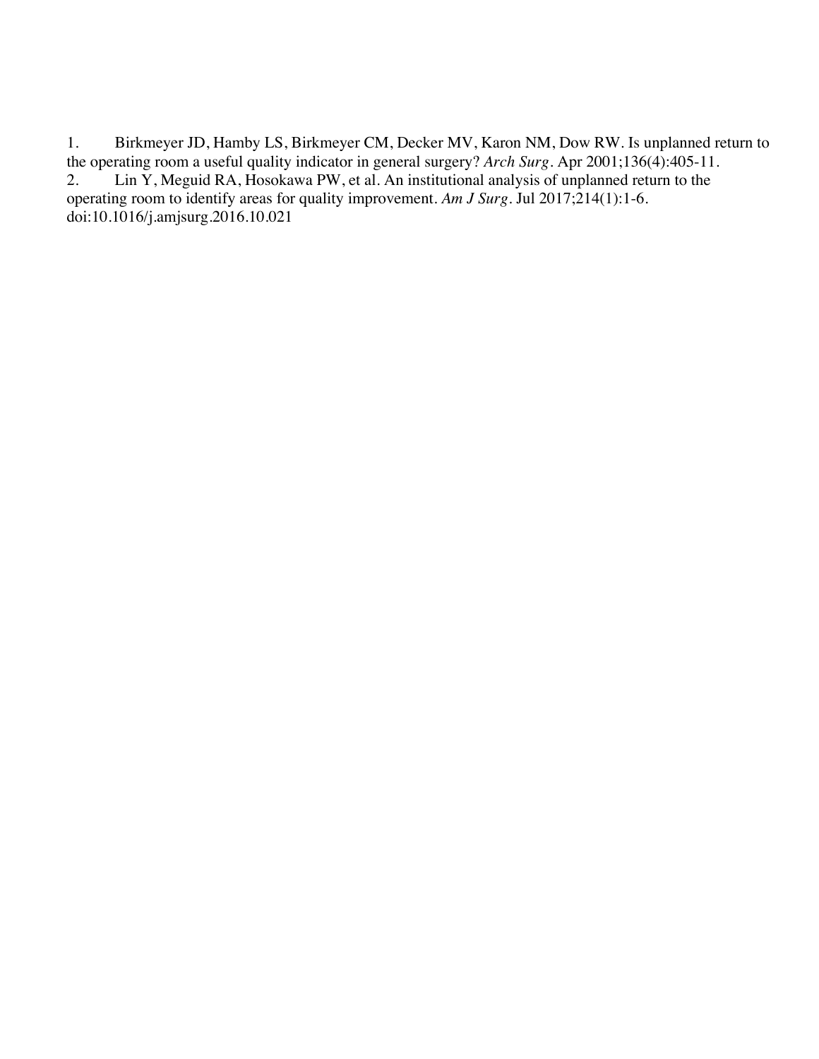1. Birkmeyer JD, Hamby LS, Birkmeyer CM, Decker MV, Karon NM, Dow RW. Is unplanned return to the operating room a useful quality indicator in general surgery? *Arch Surg*. Apr 2001;136(4):405-11.
2. Lin Y, Meguid RA, Hosokawa PW, et al. An institutional analysis of unplanned return to the operating room to identify areas for quality improvement. *Am J Surg*. Jul 2017;214(1):1-6. doi:10.1016/j.amjsurg.2016.10.021